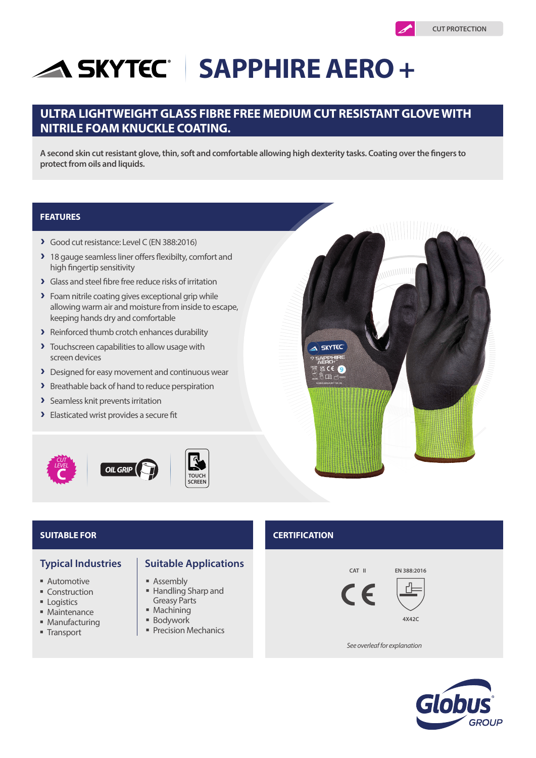CUT PROTECTION

# SKYTEC | SAPPHIRE AERO +

## ULTRA LIGHTWEIGHT GLASS FIBRE FREE MEDIUM CUT RESISTANT GLOVE WITH NITRILE FOAM KNUCKLE COATING.

**A second skin cut resistant glove, thin, soft and comfortable allowing high dexterity tasks. Coating over the fingers to protect from oils and liquids.**

## FEATURES

- Good cut resistance: Level C (EN 388:2016)
- 18 gauge seamless liner offers flexibilty, comfort and high fingertip sensitivity
- Glass and steel fibre free reduce risks of irritation
- Foam nitrile coating gives exceptional grip while allowing warm air and moisture from inside to escape, keeping hands dry and comfortable
- Reinforced thumb crotch enhances durability
- Touchscreen capabilities to allow usage with screen devices
- Designed for easy movement and continuous wear
- Breathable back of hand to reduce perspiration
- Seamless knit prevents irritation
- Elasticated wrist provides a secure fit

CUT LEVEL C | OIL GRIP | TOUCH SCREEN

## SUITABLE FOR

### Typical Industries

- Automotive
- Construction
- Logistics
- Maintenance
- Manufacturing
- Transport

### Suitable Applications

- Assembly
- Handling Sharp and Greasy Parts
- Machining
- Bodywork
- Precision Mechanics

## CERTIFICATION

CAT II

CE

EN 388:2016

4X42C

*See overleaf for explanation*

Globus GROUP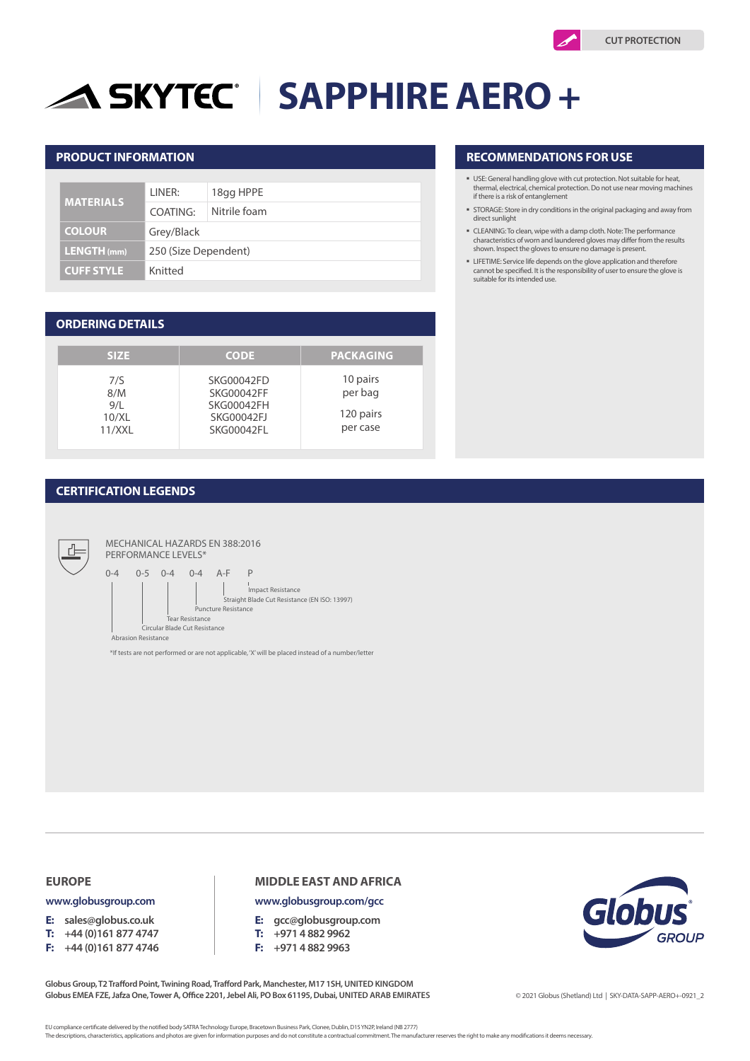CUT PROTECTION

# SKYTEC SAPPHIRE AERO +

## PRODUCT INFORMATION

| | | |
|---|---|---|
| MATERIALS | LINER: | 18gg HPPE |
| | COATING: | Nitrile foam |
| COLOUR | Grey/Black | |
| LENGTH (mm) | 250 (Size Dependent) | |
| CUFF STYLE | Knitted | |

## RECOMMENDATIONS FOR USE

- USE: General handling glove with cut protection. Not suitable for heat, thermal, electrical, chemical protection. Do not use near moving machines if there is a risk of entanglement
- STORAGE: Store in dry conditions in the original packaging and away from direct sunlight
- CLEANING: To clean, wipe with a damp cloth. Note: The performance characteristics of worn and laundered gloves may differ from the results shown. Inspect the gloves to ensure no damage is present.
- LIFETIME: Service life depends on the glove application and therefore cannot be specified. It is the responsibility of user to ensure the glove is suitable for its intended use.

## ORDERING DETAILS

| SIZE | CODE | PACKAGING |
|---|---|---|
| 7/S<br>8/M<br>9/L<br>10/XL<br>11/XXL | SKG00042FD<br>SKG00042FF<br>SKG00042FH<br>SKG00042FJ<br>SKG00042FL | 10 pairs per bag<br>120 pairs per case |

## CERTIFICATION LEGENDS

MECHANICAL HAZARDS EN 388:2016
PERFORMANCE LEVELS*

0-4 0-5 0-4 0-4 A-F P

- Abrasion Resistance (0-4)
- Circular Blade Cut Resistance (0-5)
- Tear Resistance (0-4)
- Puncture Resistance (0-4)
- Straight Blade Cut Resistance (EN ISO: 13997) (A-F)
- Impact Resistance (P)

*If tests are not performed or are not applicable, 'X' will be placed instead of a number/letter

---

### EUROPE

www.globusgroup.com

**E:** sales@globus.co.uk
**T:** +44 (0)161 877 4747
**F:** +44 (0)161 877 4746

### MIDDLE EAST AND AFRICA

www.globusgroup.com/gcc

**E:** gcc@globusgroup.com
**T:** +971 4 882 9962
**F:** +971 4 882 9963

Globus GROUP

**Globus Group, T2 Trafford Point, Twining Road, Trafford Park, Manchester, M17 1SH, UNITED KINGDOM**
**Globus EMEA FZE, Jafza One, Tower A, Office 2201, Jebel Ali, PO Box 61195, Dubai, UNITED ARAB EMIRATES**

© 2021 Globus (Shetland) Ltd | SKY-DATA-SAPP-AERO+-0921_2

EU compliance certificate delivered by the notified body SATRA Technology Europe, Bracetown Business Park, Clonee, Dublin, D15 YN2P, Ireland (NB 2777)
The descriptions, characteristics, applications and photos are given for information purposes and do not constitute a contractual commitment. The manufacturer reserves the right to make any modifications it deems necessary.